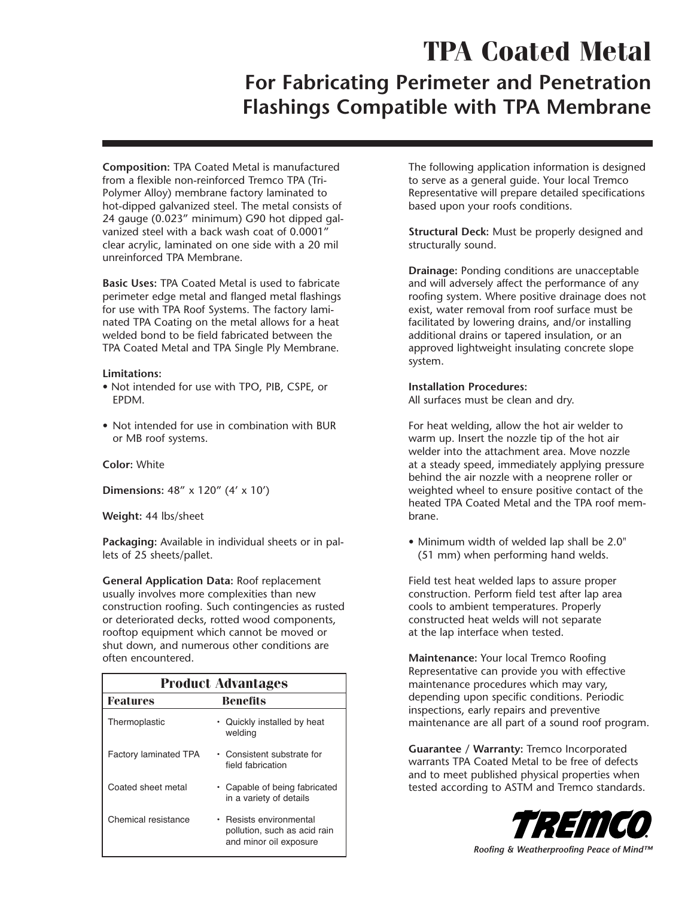# TPA Coated Metal

## For Fabricating Perimeter and Penetration Flashings Compatible with TPA Membrane

**Composition:** TPA Coated Metal is manufactured from a flexible non-reinforced Tremco TPA (Tri-Polymer Alloy) membrane factory laminated to hot-dipped galvanized steel. The metal consists of 24 gauge (0.023" minimum) G90 hot dipped galvanized steel with a back wash coat of 0.0001" clear acrylic, laminated on one side with a 20 mil unreinforced TPA Membrane.

**Basic Uses:** TPA Coated Metal is used to fabricate perimeter edge metal and flanged metal flashings for use with TPA Roof Systems. The factory laminated TPA Coating on the metal allows for a heat welded bond to be field fabricated between the TPA Coated Metal and TPA Single Ply Membrane.

**Limitations:**

- Not intended for use with TPO, PIB, CSPE, or EPDM.
- Not intended for use in combination with BUR or MB roof systems.

**Color:** White

**Dimensions:** 48" x 120" (4' x 10')

**Weight:** 44 lbs/sheet

**Packaging:** Available in individual sheets or in pallets of 25 sheets/pallet.

**General Application Data:** Roof replacement usually involves more complexities than new construction roofing. Such contingencies as rusted or deteriorated decks, rotted wood components, rooftop equipment which cannot be moved or shut down, and numerous other conditions are often encountered.

**Product Advantages**

| Features | Benefits |
|---|---|
| Thermoplastic | • Quickly installed by heat welding |
| Factory laminated TPA | • Consistent substrate for field fabrication |
| Coated sheet metal | • Capable of being fabricated in a variety of details |
| Chemical resistance | • Resists environmental pollution, such as acid rain and minor oil exposure |

The following application information is designed to serve as a general guide. Your local Tremco Representative will prepare detailed specifications based upon your roofs conditions.

**Structural Deck:** Must be properly designed and structurally sound.

**Drainage:** Ponding conditions are unacceptable and will adversely affect the performance of any roofing system. Where positive drainage does not exist, water removal from roof surface must be facilitated by lowering drains, and/or installing additional drains or tapered insulation, or an approved lightweight insulating concrete slope system.

**Installation Procedures:**
All surfaces must be clean and dry.

For heat welding, allow the hot air welder to warm up. Insert the nozzle tip of the hot air welder into the attachment area. Move nozzle at a steady speed, immediately applying pressure behind the air nozzle with a neoprene roller or weighted wheel to ensure positive contact of the heated TPA Coated Metal and the TPA roof membrane.

- Minimum width of welded lap shall be 2.0" (51 mm) when performing hand welds.

Field test heat welded laps to assure proper construction. Perform field test after lap area cools to ambient temperatures. Properly constructed heat welds will not separate at the lap interface when tested.

**Maintenance:** Your local Tremco Roofing Representative can provide you with effective maintenance procedures which may vary, depending upon specific conditions. Periodic inspections, early repairs and preventive maintenance are all part of a sound roof program.

**Guarantee / Warranty:** Tremco Incorporated warrants TPA Coated Metal to be free of defects and to meet published physical properties when tested according to ASTM and Tremco standards.

TREMCO

*Roofing & Weatherproofing Peace of Mind™*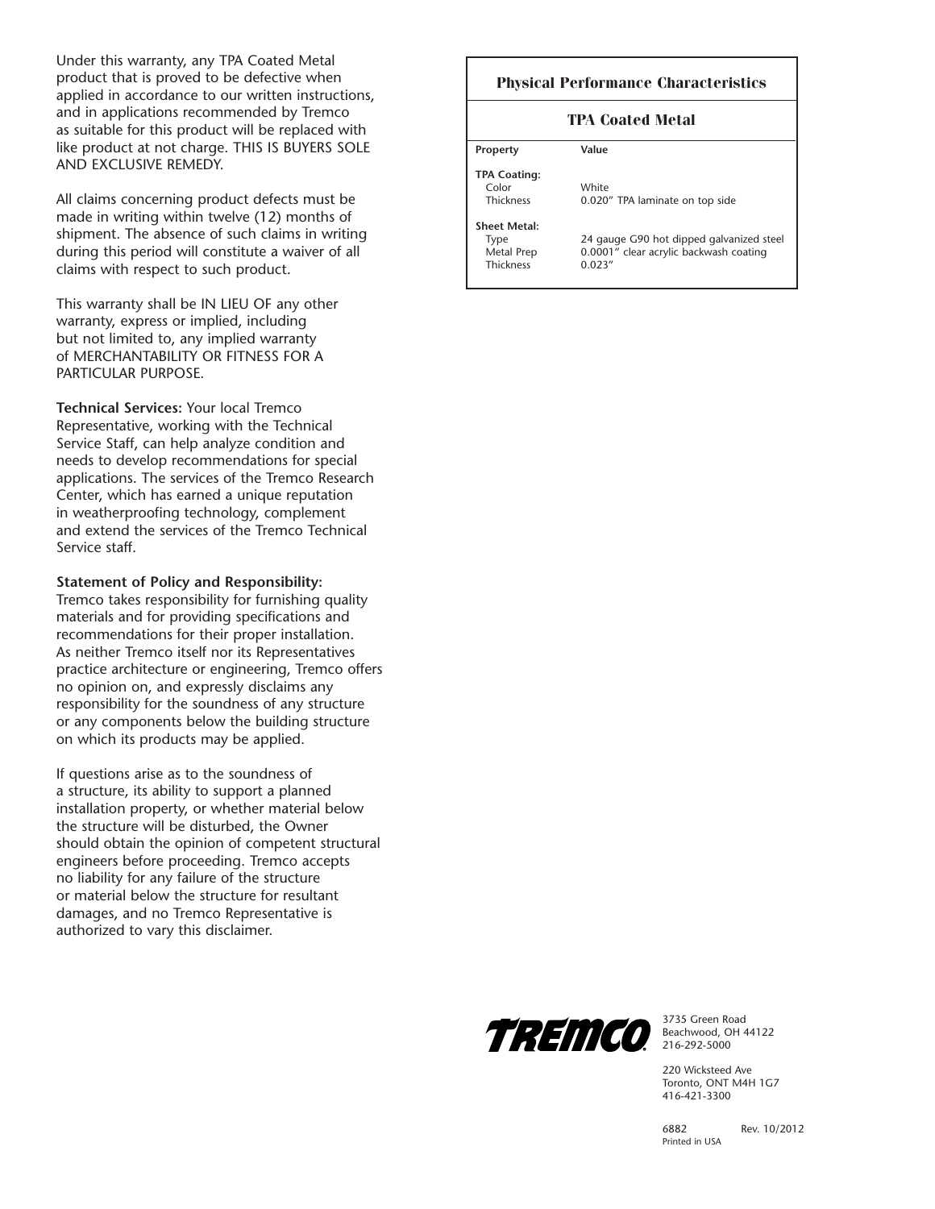Under this warranty, any TPA Coated Metal product that is proved to be defective when applied in accordance to our written instructions, and in applications recommended by Tremco as suitable for this product will be replaced with like product at not charge. THIS IS BUYERS SOLE AND EXCLUSIVE REMEDY.

All claims concerning product defects must be made in writing within twelve (12) months of shipment. The absence of such claims in writing during this period will constitute a waiver of all claims with respect to such product.

This warranty shall be IN LIEU OF any other warranty, express or implied, including but not limited to, any implied warranty of MERCHANTABILITY OR FITNESS FOR A PARTICULAR PURPOSE.

**Technical Services:** Your local Tremco Representative, working with the Technical Service Staff, can help analyze condition and needs to develop recommendations for special applications. The services of the Tremco Research Center, which has earned a unique reputation in weatherproofing technology, complement and extend the services of the Tremco Technical Service staff.

**Statement of Policy and Responsibility:** Tremco takes responsibility for furnishing quality materials and for providing specifications and recommendations for their proper installation. As neither Tremco itself nor its Representatives practice architecture or engineering, Tremco offers no opinion on, and expressly disclaims any responsibility for the soundness of any structure or any components below the building structure on which its products may be applied.

If questions arise as to the soundness of a structure, its ability to support a planned installation property, or whether material below the structure will be disturbed, the Owner should obtain the opinion of competent structural engineers before proceeding. Tremco accepts no liability for any failure of the structure or material below the structure for resultant damages, and no Tremco Representative is authorized to vary this disclaimer.

## Physical Performance Characteristics

### TPA Coated Metal

| Property | Value |
|---|---|
| **TPA Coating:** | |
| Color | White |
| Thickness | 0.020” TPA laminate on top side |
| **Sheet Metal:** | |
| Type | 24 gauge G90 hot dipped galvanized steel |
| Metal Prep | 0.0001” clear acrylic backwash coating |
| Thickness | 0.023” |

TREMCO

3735 Green Road
Beachwood, OH 44122
216-292-5000

220 Wicksteed Ave
Toronto, ONT M4H 1G7
416-421-3300

6882 Rev. 10/2012
Printed in USA